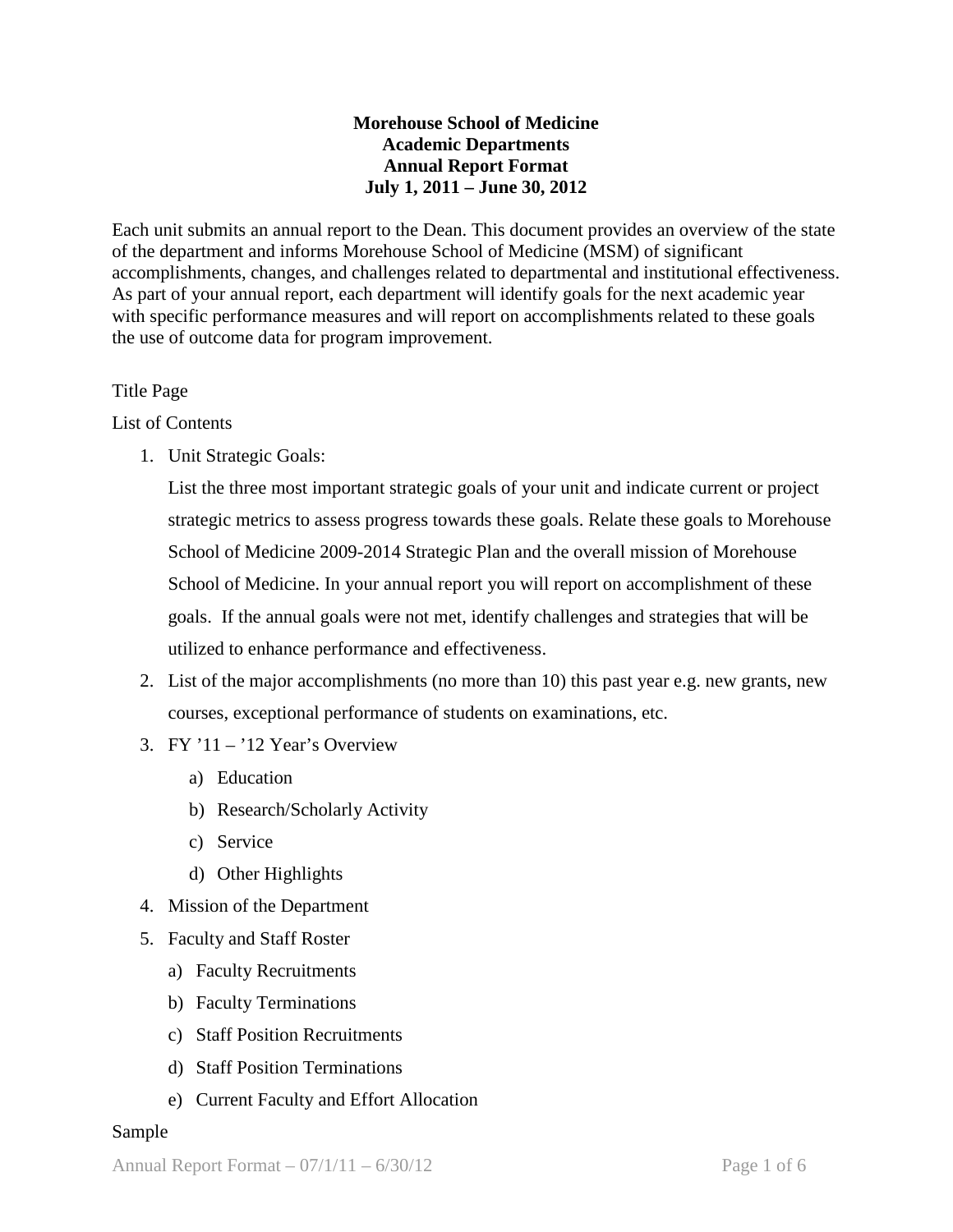**Morehouse School of Medicine**
**Academic Departments**
**Annual Report Format**
**July 1, 2011 – June 30, 2012**

Each unit submits an annual report to the Dean. This document provides an overview of the state of the department and informs Morehouse School of Medicine (MSM) of significant accomplishments, changes, and challenges related to departmental and institutional effectiveness. As part of your annual report, each department will identify goals for the next academic year with specific performance measures and will report on accomplishments related to these goals the use of outcome data for program improvement.

Title Page

List of Contents

1. Unit Strategic Goals:

   List the three most important strategic goals of your unit and indicate current or project strategic metrics to assess progress towards these goals. Relate these goals to Morehouse School of Medicine 2009-2014 Strategic Plan and the overall mission of Morehouse School of Medicine. In your annual report you will report on accomplishment of these goals. If the annual goals were not met, identify challenges and strategies that will be utilized to enhance performance and effectiveness.

2. List of the major accomplishments (no more than 10) this past year e.g. new grants, new courses, exceptional performance of students on examinations, etc.
3. FY '11 – '12 Year's Overview
   a) Education
   b) Research/Scholarly Activity
   c) Service
   d) Other Highlights
4. Mission of the Department
5. Faculty and Staff Roster
   a) Faculty Recruitments
   b) Faculty Terminations
   c) Staff Position Recruitments
   d) Staff Position Terminations
   e) Current Faculty and Effort Allocation

Sample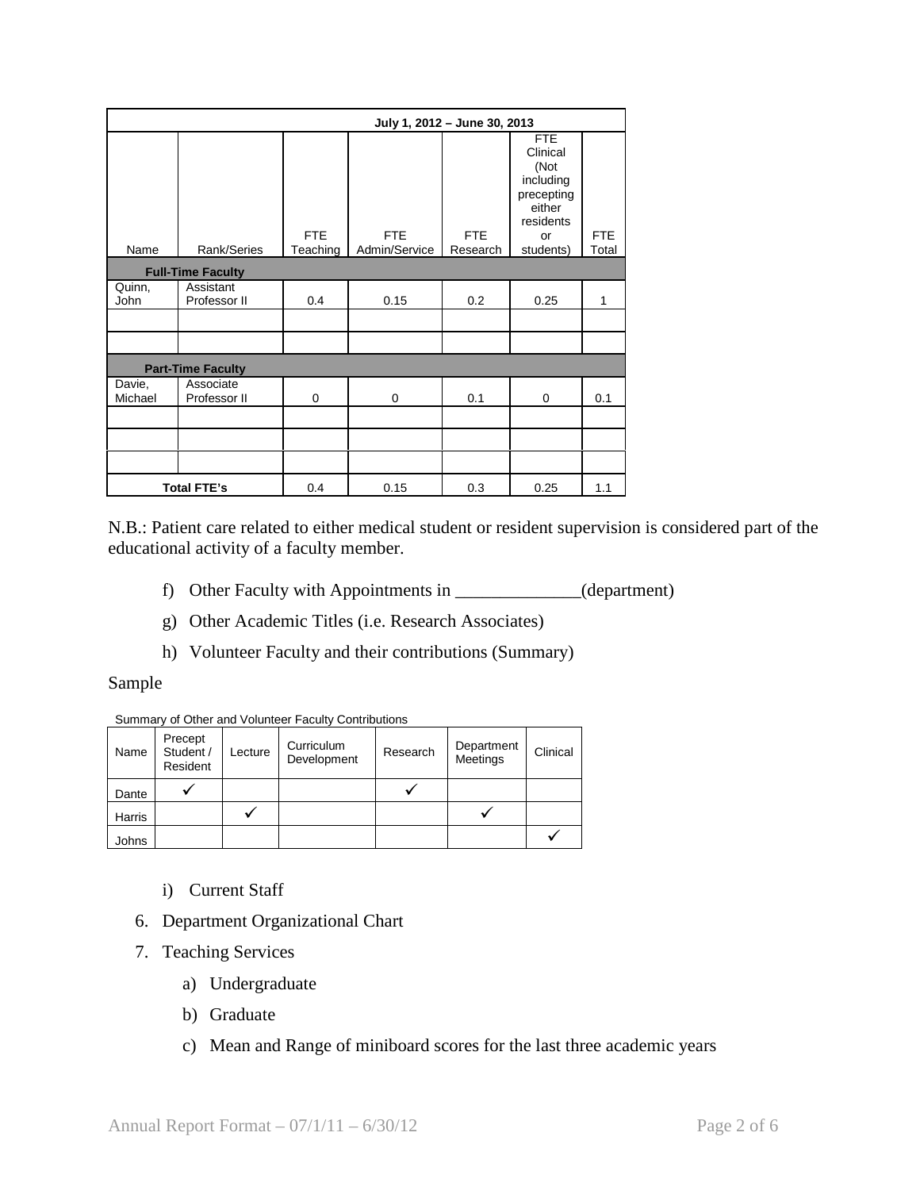| July 1, 2012 – June 30, 2013 | | | | | | |
|---|---|---|---|---|---|---|
| Name | Rank/Series | FTE Teaching | FTE Admin/Service | FTE Research | FTE Clinical (Not including precepting either residents or students) | FTE Total |
| **Full-Time Faculty** | | | | | | |
| Quinn, John | Assistant Professor II | 0.4 | 0.15 | 0.2 | 0.25 | 1 |
| | | | | | | |
| | | | | | | |
| **Part-Time Faculty** | | | | | | |
| Davie, Michael | Associate Professor II | 0 | 0 | 0.1 | 0 | 0.1 |
| | | | | | | |
| | | | | | | |
| | | | | | | |
| **Total FTE's** | | 0.4 | 0.15 | 0.3 | 0.25 | 1.1 |

N.B.: Patient care related to either medical student or resident supervision is considered part of the educational activity of a faculty member.

f) Other Faculty with Appointments in ______________(department)

g) Other Academic Titles (i.e. Research Associates)

h) Volunteer Faculty and their contributions (Summary)

Sample

Summary of Other and Volunteer Faculty Contributions

| Name | Precept Student / Resident | Lecture | Curriculum Development | Research | Department Meetings | Clinical |
|---|---|---|---|---|---|---|
| Dante | ✓ | | | ✓ | | |
| Harris | | ✓ | | | ✓ | |
| Johns | | | | | | ✓ |

i) Current Staff

6. Department Organizational Chart
7. Teaching Services
   a) Undergraduate
   b) Graduate
   c) Mean and Range of miniboard scores for the last three academic years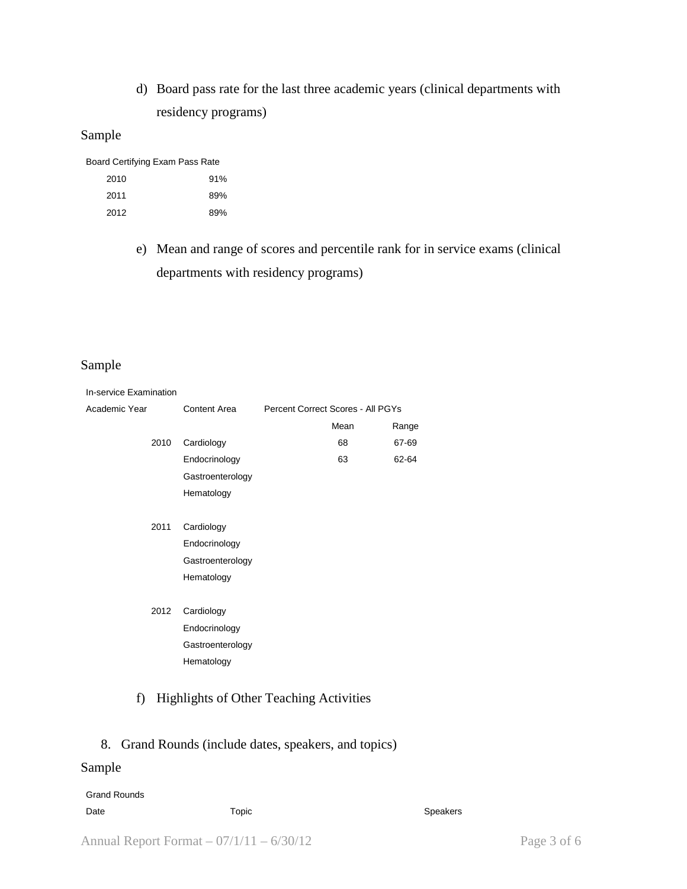d) Board pass rate for the last three academic years (clinical departments with residency programs)

Sample

Board Certifying Exam Pass Rate

| Year | Pass Rate |
|---|---|
| 2010 | 91% |
| 2011 | 89% |
| 2012 | 89% |

e) Mean and range of scores and percentile rank for in service exams (clinical departments with residency programs)

Sample

In-service Examination

| Academic Year | Content Area | Percent Correct Scores - All PGYs | |
|---|---|---|---|
| | | Mean | Range |
| 2010 | Cardiology | 68 | 67-69 |
| | Endocrinology | 63 | 62-64 |
| | Gastroenterology | | |
| | Hematology | | |
| 2011 | Cardiology | | |
| | Endocrinology | | |
| | Gastroenterology | | |
| | Hematology | | |
| 2012 | Cardiology | | |
| | Endocrinology | | |
| | Gastroenterology | | |
| | Hematology | | |

f) Highlights of Other Teaching Activities

8. Grand Rounds (include dates, speakers, and topics)

Sample

Grand Rounds

| Date | Topic | Speakers |
|---|---|---|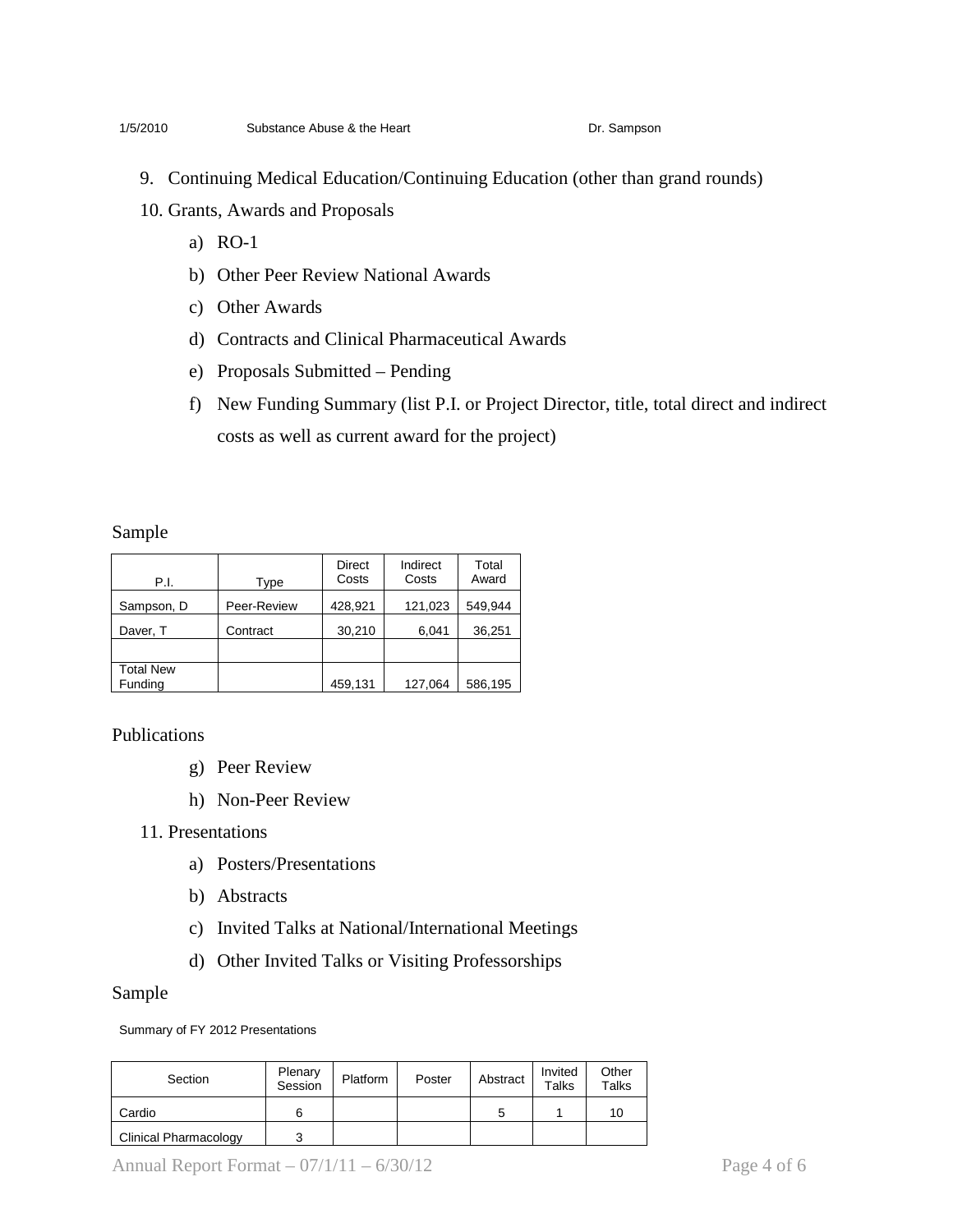9. Continuing Medical Education/Continuing Education (other than grand rounds)
10. Grants, Awards and Proposals
    a) RO-1
    b) Other Peer Review National Awards
    c) Other Awards
    d) Contracts and Clinical Pharmaceutical Awards
    e) Proposals Submitted – Pending
    f) New Funding Summary (list P.I. or Project Director, title, total direct and indirect costs as well as current award for the project)

Sample

| P.I. | Type | Direct Costs | Indirect Costs | Total Award |
|---|---|---|---|---|
| Sampson, D | Peer-Review | 428,921 | 121,023 | 549,944 |
| Daver, T | Contract | 30,210 | 6,041 | 36,251 |
| | | | | |
| Total New Funding | | 459,131 | 127,064 | 586,195 |

Publications

g) Peer Review

h) Non-Peer Review

11. Presentations
    a) Posters/Presentations
    b) Abstracts
    c) Invited Talks at National/International Meetings
    d) Other Invited Talks or Visiting Professorships

Sample

Summary of FY 2012 Presentations

| Section | Plenary Session | Platform | Poster | Abstract | Invited Talks | Other Talks |
|---|---|---|---|---|---|---|
| Cardio | 6 | | | 5 | 1 | 10 |
| Clinical Pharmacology | 3 | | | | | |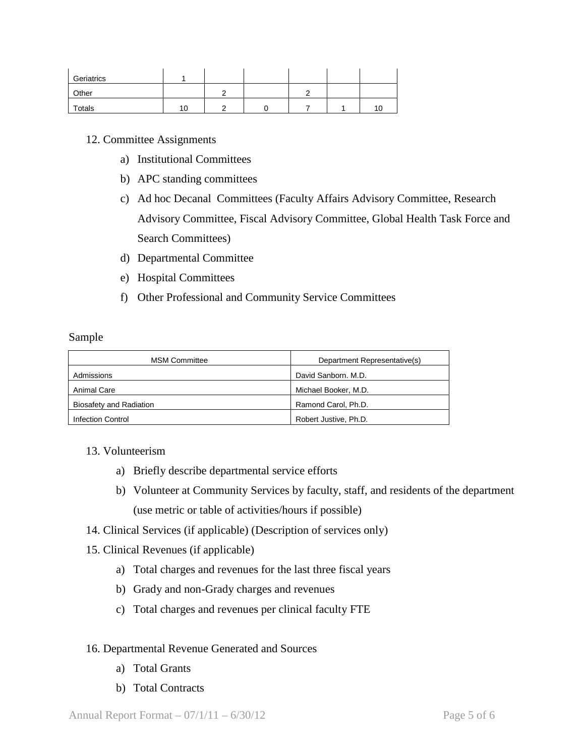| | | | | | | |
|---|---|---|---|---|---|---|
| Geriatrics | 1 | | | | | |
| Other | | 2 | | 2 | | |
| Totals | 10 | 2 | 0 | 7 | 1 | 10 |

12. Committee Assignments
    a) Institutional Committees
    b) APC standing committees
    c) Ad hoc Decanal Committees (Faculty Affairs Advisory Committee, Research Advisory Committee, Fiscal Advisory Committee, Global Health Task Force and Search Committees)
    d) Departmental Committee
    e) Hospital Committees
    f) Other Professional and Community Service Committees

Sample

| MSM Committee | Department Representative(s) |
|---|---|
| Admissions | David Sanborn. M.D. |
| Animal Care | Michael Booker, M.D. |
| Biosafety and Radiation | Ramond Carol, Ph.D. |
| Infection Control | Robert Justive, Ph.D. |

13. Volunteerism
    a) Briefly describe departmental service efforts
    b) Volunteer at Community Services by faculty, staff, and residents of the department (use metric or table of activities/hours if possible)
14. Clinical Services (if applicable) (Description of services only)
15. Clinical Revenues (if applicable)
    a) Total charges and revenues for the last three fiscal years
    b) Grady and non-Grady charges and revenues
    c) Total charges and revenues per clinical faculty FTE

16. Departmental Revenue Generated and Sources
    a) Total Grants
    b) Total Contracts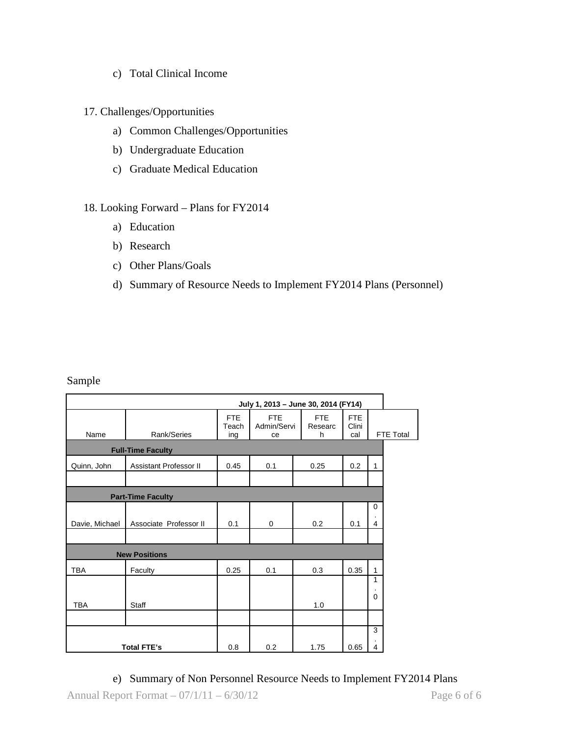c) Total Clinical Income

17. Challenges/Opportunities

a) Common Challenges/Opportunities

b) Undergraduate Education

c) Graduate Medical Education

18. Looking Forward – Plans for FY2014

a) Education

b) Research

c) Other Plans/Goals

d) Summary of Resource Needs to Implement FY2014 Plans (Personnel)

Sample

| | | July 1, 2013 – June 30, 2014 (FY14) | | | | |
|---|---|---|---|---|---|---|
| Name | Rank/Series | FTE Teaching | FTE Admin/Service | FTE Research | FTE Clinical | FTE Total |
| **Full-Time Faculty** | | | | | | |
| Quinn, John | Assistant Professor II | 0.45 | 0.1 | 0.25 | 0.2 | 1 |
| | | | | | | |
| **Part-Time Faculty** | | | | | | |
| Davie, Michael | Associate Professor II | 0.1 | 0 | 0.2 | 0.1 | 0.4 |
| | | | | | | |
| **New Positions** | | | | | | |
| TBA | Faculty | 0.25 | 0.1 | 0.3 | 0.35 | 1 |
| TBA | Staff | | | 1.0 | | 1.0 |
| | | | | | | |
| **Total FTE's** | | 0.8 | 0.2 | 1.75 | 0.65 | 3.4 |

e) Summary of Non Personnel Resource Needs to Implement FY2014 Plans